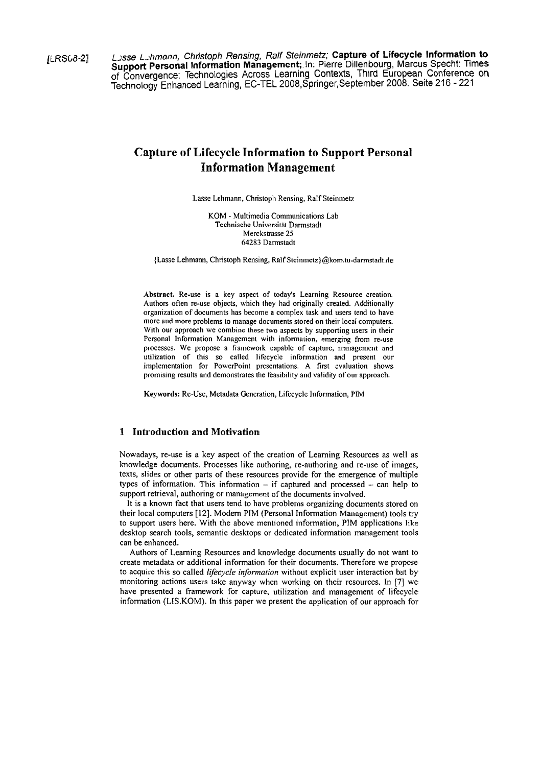[LRS08-2] Lasse Lehmann, Christoph Rensing, Ralf Steinmetz; **Capture of Lifecycle Information to Support Personal Information Management**; In: Pierre Dillenbourg, Marcus Specht: Times of Convergence: Technologies Across Learning Contexts, Third European Conference on Technology Enhanced Learning, EC-TEL 2008,Springer,September 2008. Seite 216 - 221

# Capture of Lifecycle Information to Support Personal Information Management

Lasse Lehmann, Christoph Rensing, Ralf Steinmetz

KOM - Multimedia Communications Lab
Technische Universität Darmstadt
Merckstrasse 25
64283 Darmstadt

{Lasse Lehmann, Christoph Rensing, Ralf Steinmetz}@kom.tu-darmstadt.de

**Abstract.** Re-use is a key aspect of today's Learning Resource creation. Authors often re-use objects, which they had originally created. Additionally organization of documents has become a complex task and users tend to have more and more problems to manage documents stored on their local computers. With our approach we combine these two aspects by supporting users in their Personal Information Management with information, emerging from re-use processes. We propose a framework capable of capture, management and utilization of this so called lifecycle information and present our implementation for PowerPoint presentations. A first evaluation shows promising results and demonstrates the feasibility and validity of our approach.

**Keywords:** Re-Use, Metadata Generation, Lifecycle Information, PIM

## 1 Introduction and Motivation

Nowadays, re-use is a key aspect of the creation of Learning Resources as well as knowledge documents. Processes like authoring, re-authoring and re-use of images, texts, slides or other parts of these resources provide for the emergence of multiple types of information. This information – if captured and processed – can help to support retrieval, authoring or management of the documents involved.

It is a known fact that users tend to have problems organizing documents stored on their local computers [12]. Modern PIM (Personal Information Management) tools try to support users here. With the above mentioned information, PIM applications like desktop search tools, semantic desktops or dedicated information management tools can be enhanced.

Authors of Learning Resources and knowledge documents usually do not want to create metadata or additional information for their documents. Therefore we propose to acquire this so called *lifecycle information* without explicit user interaction but by monitoring actions users take anyway when working on their resources. In [7] we have presented a framework for capture, utilization and management of lifecycle information (LIS.KOM). In this paper we present the application of our approach for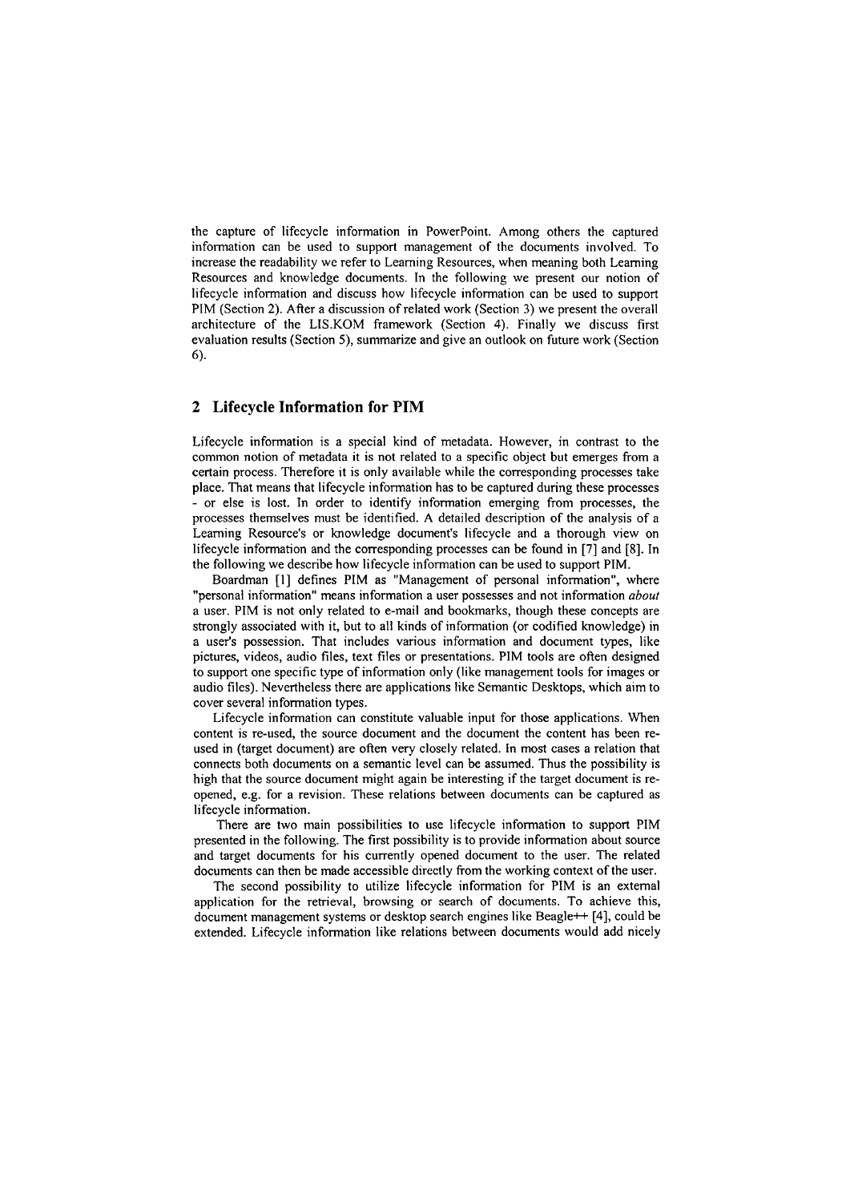the capture of lifecycle information in PowerPoint. Among others the captured information can be used to support management of the documents involved. To increase the readability we refer to Learning Resources, when meaning both Learning Resources and knowledge documents. In the following we present our notion of lifecycle information and discuss how lifecycle information can be used to support PIM (Section 2). After a discussion of related work (Section 3) we present the overall architecture of the LIS.KOM framework (Section 4). Finally we discuss first evaluation results (Section 5), summarize and give an outlook on future work (Section 6).

## 2 Lifecycle Information for PIM

Lifecycle information is a special kind of metadata. However, in contrast to the common notion of metadata it is not related to a specific object but emerges from a certain process. Therefore it is only available while the corresponding processes take place. That means that lifecycle information has to be captured during these processes - or else is lost. In order to identify information emerging from processes, the processes themselves must be identified. A detailed description of the analysis of a Learning Resource's or knowledge document's lifecycle and a thorough view on lifecycle information and the corresponding processes can be found in [7] and [8]. In the following we describe how lifecycle information can be used to support PIM.

Boardman [1] defines PIM as "Management of personal information", where "personal information" means information a user possesses and not information *about* a user. PIM is not only related to e-mail and bookmarks, though these concepts are strongly associated with it, but to all kinds of information (or codified knowledge) in a user's possession. That includes various information and document types, like pictures, videos, audio files, text files or presentations. PIM tools are often designed to support one specific type of information only (like management tools for images or audio files). Nevertheless there are applications like Semantic Desktops, which aim to cover several information types.

Lifecycle information can constitute valuable input for those applications. When content is re-used, the source document and the document the content has been re-used in (target document) are often very closely related. In most cases a relation that connects both documents on a semantic level can be assumed. Thus the possibility is high that the source document might again be interesting if the target document is re-opened, e.g. for a revision. These relations between documents can be captured as lifecycle information.

There are two main possibilities to use lifecycle information to support PIM presented in the following. The first possibility is to provide information about source and target documents for his currently opened document to the user. The related documents can then be made accessible directly from the working context of the user.

The second possibility to utilize lifecycle information for PIM is an external application for the retrieval, browsing or search of documents. To achieve this, document management systems or desktop search engines like Beagle++ [4], could be extended. Lifecycle information like relations between documents would add nicely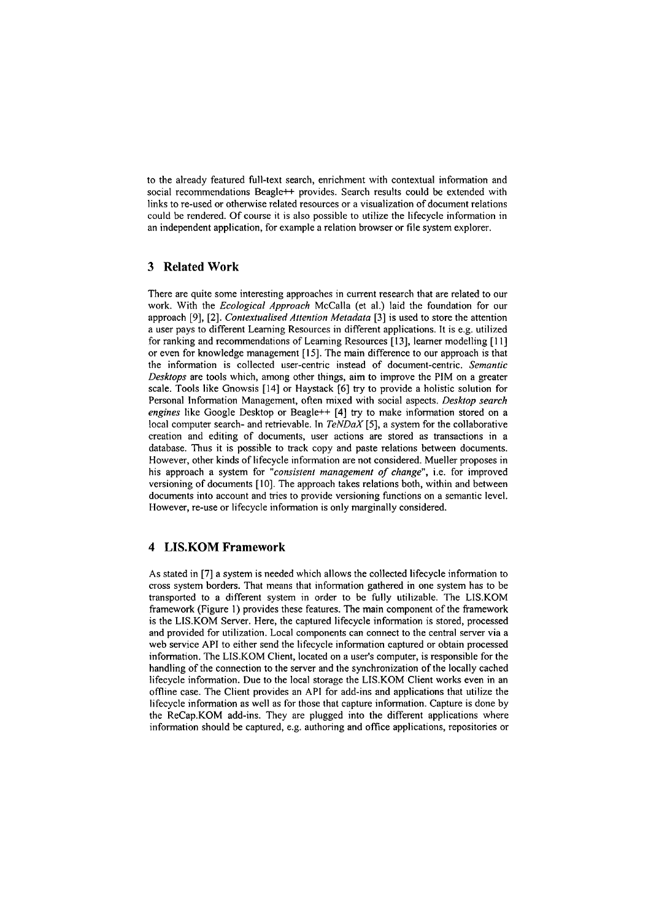to the already featured full-text search, enrichment with contextual information and social recommendations Beagle++ provides. Search results could be extended with links to re-used or otherwise related resources or a visualization of document relations could be rendered. Of course it is also possible to utilize the lifecycle information in an independent application, for example a relation browser or file system explorer.

## 3 Related Work

There are quite some interesting approaches in current research that are related to our work. With the *Ecological Approach* McCalla (et al.) laid the foundation for our approach [9], [2]. *Contextualised Attention Metadata* [3] is used to store the attention a user pays to different Learning Resources in different applications. It is e.g. utilized for ranking and recommendations of Learning Resources [13], learner modelling [11] or even for knowledge management [15]. The main difference to our approach is that the information is collected user-centric instead of document-centric. *Semantic Desktops* are tools which, among other things, aim to improve the PIM on a greater scale. Tools like Gnowsis [14] or Haystack [6] try to provide a holistic solution for Personal Information Management, often mixed with social aspects. *Desktop search engines* like Google Desktop or Beagle++ [4] try to make information stored on a local computer search- and retrievable. In *TeNDaX* [5], a system for the collaborative creation and editing of documents, user actions are stored as transactions in a database. Thus it is possible to track copy and paste relations between documents. However, other kinds of lifecycle information are not considered. Mueller proposes in his approach a system for *"consistent management of change"*, i.e. for improved versioning of documents [10]. The approach takes relations both, within and between documents into account and tries to provide versioning functions on a semantic level. However, re-use or lifecycle information is only marginally considered.

## 4 LIS.KOM Framework

As stated in [7] a system is needed which allows the collected lifecycle information to cross system borders. That means that information gathered in one system has to be transported to a different system in order to be fully utilizable. The LIS.KOM framework (Figure 1) provides these features. The main component of the framework is the LIS.KOM Server. Here, the captured lifecycle information is stored, processed and provided for utilization. Local components can connect to the central server via a web service API to either send the lifecycle information captured or obtain processed information. The LIS.KOM Client, located on a user's computer, is responsible for the handling of the connection to the server and the synchronization of the locally cached lifecycle information. Due to the local storage the LIS.KOM Client works even in an offline case. The Client provides an API for add-ins and applications that utilize the lifecycle information as well as for those that capture information. Capture is done by the ReCap.KOM add-ins. They are plugged into the different applications where information should be captured, e.g. authoring and office applications, repositories or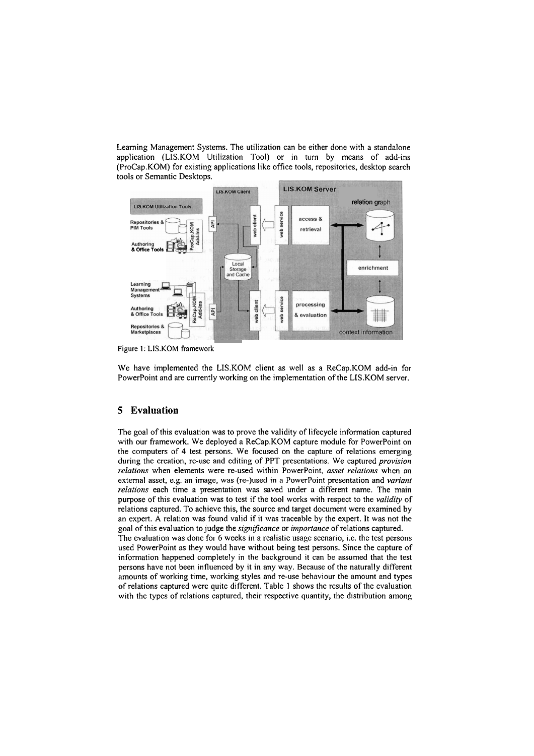Learning Management Systems. The utilization can be either done with a standalone application (LIS.KOM Utilization Tool) or in turn by means of add-ins (ProCap.KOM) for existing applications like office tools, repositories, desktop search tools or Semantic Desktops.

Figure 1: LIS.KOM framework

We have implemented the LIS.KOM client as well as a ReCap.KOM add-in for PowerPoint and are currently working on the implementation of the LIS.KOM server.

## 5 Evaluation

The goal of this evaluation was to prove the validity of lifecycle information captured with our framework. We deployed a ReCap.KOM capture module for PowerPoint on the computers of 4 test persons. We focused on the capture of relations emerging during the creation, re-use and editing of PPT presentations. We captured *provision relations* when elements were re-used within PowerPoint, *asset relations* when an external asset, e.g. an image, was (re-)used in a PowerPoint presentation and *variant relations* each time a presentation was saved under a different name. The main purpose of this evaluation was to test if the tool works with respect to the *validity* of relations captured. To achieve this, the source and target document were examined by an expert. A relation was found valid if it was traceable by the expert. It was not the goal of this evaluation to judge the *significance* or *importance* of relations captured.

The evaluation was done for 6 weeks in a realistic usage scenario, i.e. the test persons used PowerPoint as they would have without being test persons. Since the capture of information happened completely in the background it can be assumed that the test persons have not been influenced by it in any way. Because of the naturally different amounts of working time, working styles and re-use behaviour the amount and types of relations captured were quite different. Table 1 shows the results of the evaluation with the types of relations captured, their respective quantity, the distribution among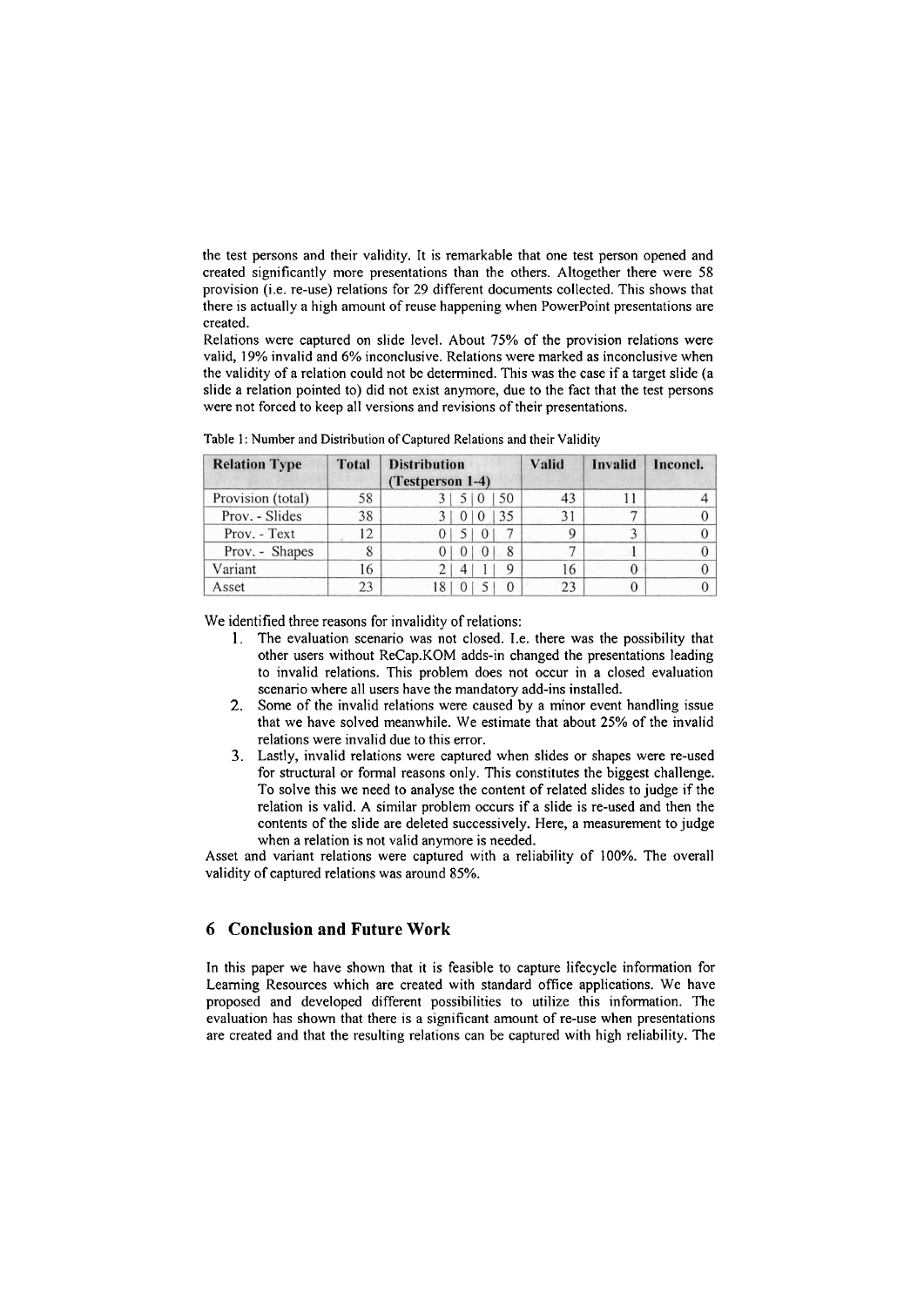the test persons and their validity. It is remarkable that one test person opened and created significantly more presentations than the others. Altogether there were 58 provision (i.e. re-use) relations for 29 different documents collected. This shows that there is actually a high amount of reuse happening when PowerPoint presentations are created.

Relations were captured on slide level. About 75% of the provision relations were valid, 19% invalid and 6% inconclusive. Relations were marked as inconclusive when the validity of a relation could not be determined. This was the case if a target slide (a slide a relation pointed to) did not exist anymore, due to the fact that the test persons were not forced to keep all versions and revisions of their presentations.

Table 1: Number and Distribution of Captured Relations and their Validity

| Relation Type | Total | Distribution (Testperson 1-4) | Valid | Invalid | Inconcl. |
|---|---|---|---|---|---|
| Provision (total) | 58 | 3 \| 5 \| 0 \| 50 | 43 | 11 | 4 |
| Prov. - Slides | 38 | 3 \| 0 \| 0 \| 35 | 31 | 7 | 0 |
| Prov. - Text | 12 | 0 \| 5 \| 0 \| 7 | 9 | 3 | 0 |
| Prov. - Shapes | 8 | 0 \| 0 \| 0 \| 8 | 7 | 1 | 0 |
| Variant | 16 | 2 \| 4 \| 1 \| 9 | 16 | 0 | 0 |
| Asset | 23 | 18 \| 0 \| 5 \| 0 | 23 | 0 | 0 |

We identified three reasons for invalidity of relations:

1. The evaluation scenario was not closed. I.e. there was the possibility that other users without ReCap.KOM adds-in changed the presentations leading to invalid relations. This problem does not occur in a closed evaluation scenario where all users have the mandatory add-ins installed.
2. Some of the invalid relations were caused by a minor event handling issue that we have solved meanwhile. We estimate that about 25% of the invalid relations were invalid due to this error.
3. Lastly, invalid relations were captured when slides or shapes were re-used for structural or formal reasons only. This constitutes the biggest challenge. To solve this we need to analyse the content of related slides to judge if the relation is valid. A similar problem occurs if a slide is re-used and then the contents of the slide are deleted successively. Here, a measurement to judge when a relation is not valid anymore is needed.

Asset and variant relations were captured with a reliability of 100%. The overall validity of captured relations was around 85%.

## 6 Conclusion and Future Work

In this paper we have shown that it is feasible to capture lifecycle information for Learning Resources which are created with standard office applications. We have proposed and developed different possibilities to utilize this information. The evaluation has shown that there is a significant amount of re-use when presentations are created and that the resulting relations can be captured with high reliability. The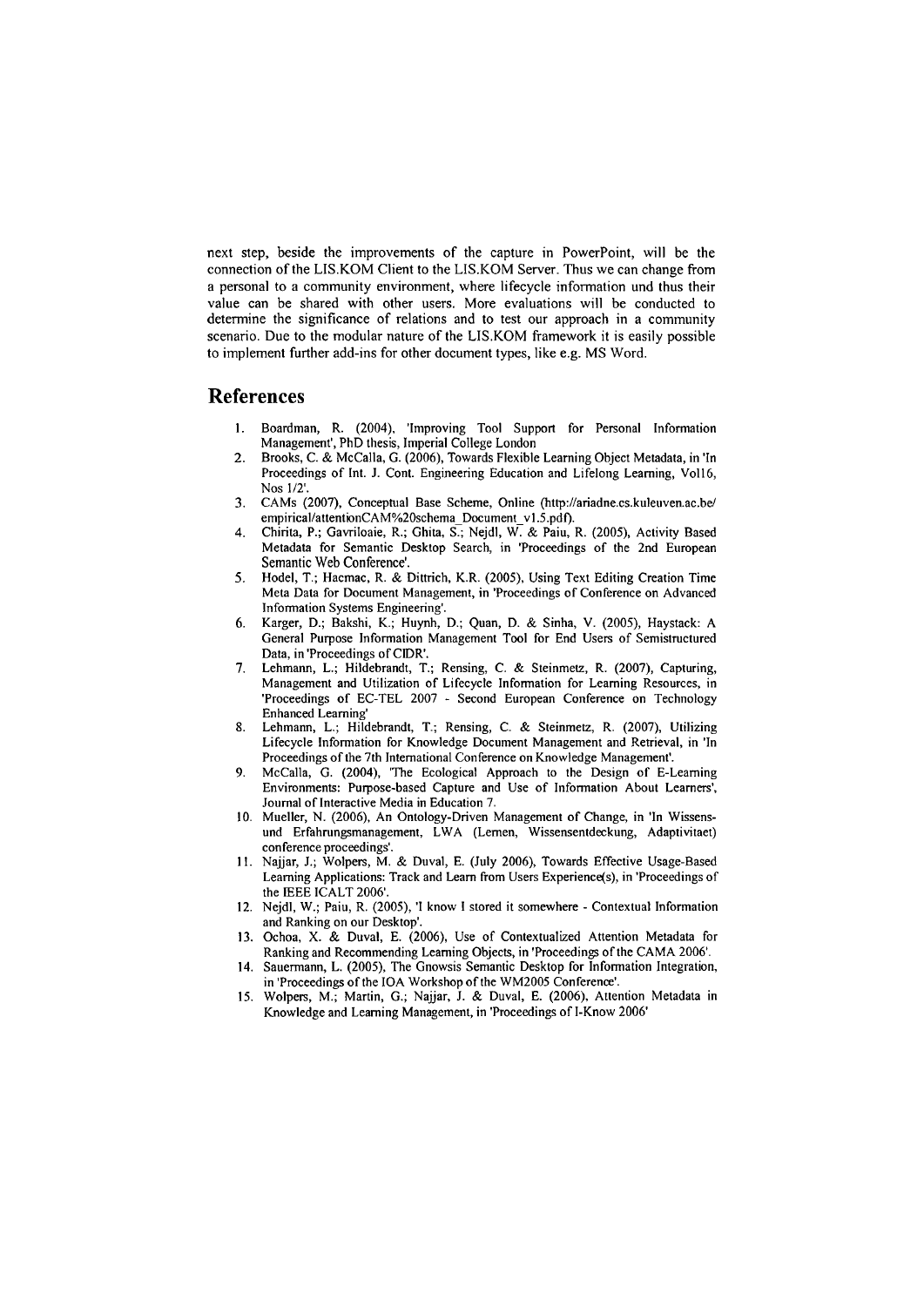next step, beside the improvements of the capture in PowerPoint, will be the connection of the LIS.KOM Client to the LIS.KOM Server. Thus we can change from a personal to a community environment, where lifecycle information und thus their value can be shared with other users. More evaluations will be conducted to determine the significance of relations and to test our approach in a community scenario. Due to the modular nature of the LIS.KOM framework it is easily possible to implement further add-ins for other document types, like e.g. MS Word.

## References

1. Boardman, R. (2004), 'Improving Tool Support for Personal Information Management', PhD thesis, Imperial College London
2. Brooks, C. & McCalla, G. (2006), Towards Flexible Learning Object Metadata, in 'In Proceedings of Int. J. Cont. Engineering Education and Lifelong Learning, Vol16, Nos 1/2'.
3. CAMs (2007), Conceptual Base Scheme, Online (http://ariadne.cs.kuleuven.ac.be/empirical/attentionCAM%20schema_Document_v1.5.pdf).
4. Chirita, P.; Gavriloaie, R.; Ghita, S.; Nejdl, W. & Paiu, R. (2005), Activity Based Metadata for Semantic Desktop Search, in 'Proceedings of the 2nd European Semantic Web Conference'.
5. Hodel, T.; Hacmac, R. & Dittrich, K.R. (2005), Using Text Editing Creation Time Meta Data for Document Management, in 'Proceedings of Conference on Advanced Information Systems Engineering'.
6. Karger, D.; Bakshi, K.; Huynh, D.; Quan, D. & Sinha, V. (2005), Haystack: A General Purpose Information Management Tool for End Users of Semistructured Data, in 'Proceedings of CIDR'.
7. Lehmann, L.; Hildebrandt, T.; Rensing, C. & Steinmetz, R. (2007), Capturing, Management and Utilization of Lifecycle Information for Learning Resources, in 'Proceedings of EC-TEL 2007 - Second European Conference on Technology Enhanced Learning'
8. Lehmann, L.; Hildebrandt, T.; Rensing, C. & Steinmetz, R. (2007), Utilizing Lifecycle Information for Knowledge Document Management and Retrieval, in 'In Proceedings of the 7th International Conference on Knowledge Management'.
9. McCalla, G. (2004), 'The Ecological Approach to the Design of E-Learning Environments: Purpose-based Capture and Use of Information About Learners', Journal of Interactive Media in Education 7.
10. Mueller, N. (2006), An Ontology-Driven Management of Change, in 'In Wissens- und Erfahrungsmanagement, LWA (Lernen, Wissensentdeckung, Adaptivitaet) conference proceedings'.
11. Najjar, J.; Wolpers, M. & Duval, E. (July 2006), Towards Effective Usage-Based Learning Applications: Track and Learn from Users Experience(s), in 'Proceedings of the IEEE ICALT 2006'.
12. Nejdl, W.; Paiu, R. (2005), 'I know I stored it somewhere - Contextual Information and Ranking on our Desktop'.
13. Ochoa, X. & Duval, E. (2006), Use of Contextualized Attention Metadata for Ranking and Recommending Learning Objects, in 'Proceedings of the CAMA 2006'.
14. Sauermann, L. (2005), The Gnowsis Semantic Desktop for Information Integration, in 'Proceedings of the IOA Workshop of the WM2005 Conference'.
15. Wolpers, M.; Martin, G.; Najjar, J. & Duval, E. (2006), Attention Metadata in Knowledge and Learning Management, in 'Proceedings of I-Know 2006'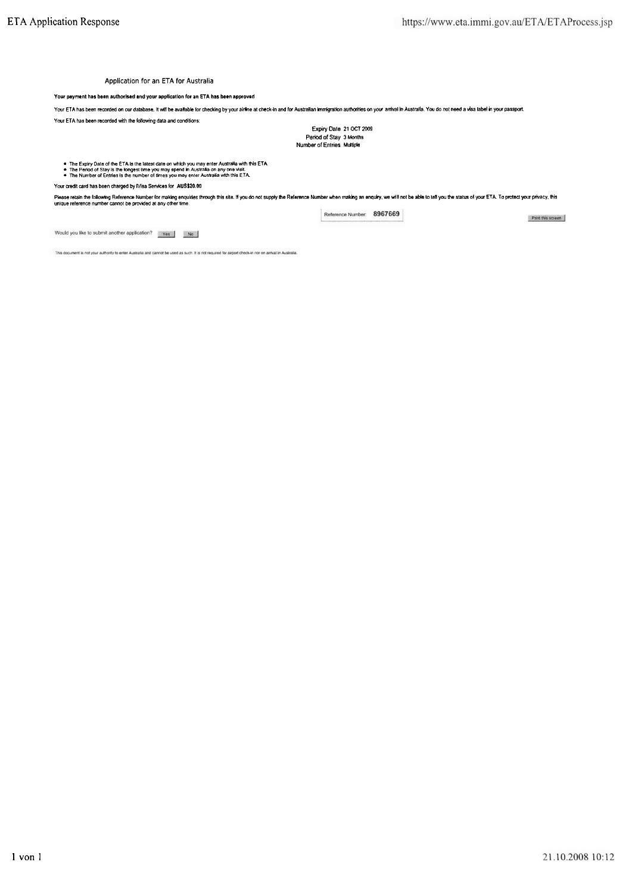## Application for an ETA for Australia

**Your payment has been authorised and your application for an ETA has been approved**

Your ETA has been recorded on our database. It will be available for checking by your airline at check-in and for Australian immigration authorities on your arrival in Australia. You do not need a visa label in your passport.

Your ETA has been recorded with the following data and conditions:

| | |
|---|---|
| Expiry Date | 21 OCT 2009 |
| Period of Stay | 3 Months |
| Number of Entries | Multiple |

- The Expiry Date of the ETA is the latest date on which you may enter Australia with this ETA.
- The Period of Stay is the longest time you may spend in Australia on any one visit.
- The Number of Entries is the number of times you may enter Australia with this ETA.

Your credit card has been charged by IVisa Services for **AUS$20.00**

Please retain the following Reference Number for making enquiries through this site. If you do not supply the Reference Number when making an enquiry, we will not be able to tell you the status of your ETA. To protect your privacy, this unique reference number cannot be provided at any other time.

Reference Number: **8967669**

Print this screen

Would you like to submit another application? Yes No

This document is not your authority to enter Australia and cannot be used as such. It is not required for airport check-in nor on arrival in Australia.